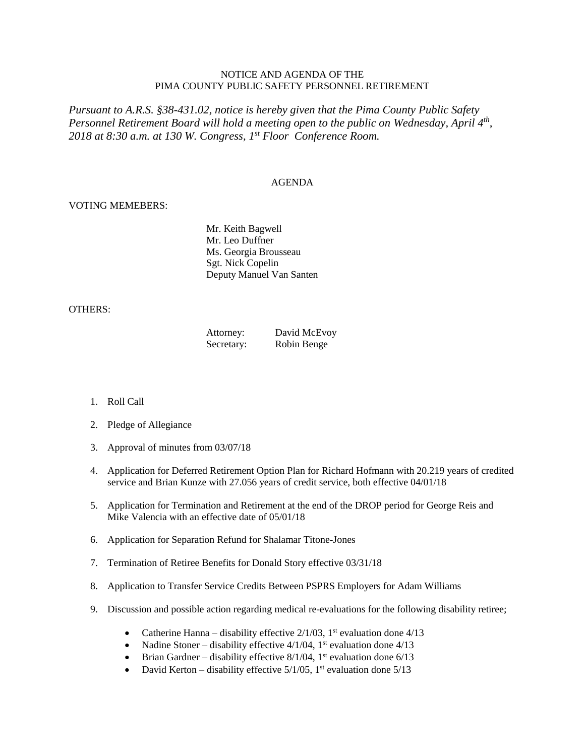NOTICE AND AGENDA OF THE
PIMA COUNTY PUBLIC SAFETY PERSONNEL RETIREMENT

*Pursuant to A.R.S. §38-431.02, notice is hereby given that the Pima County Public Safety Personnel Retirement Board will hold a meeting open to the public on Wednesday, April 4th, 2018 at 8:30 a.m. at 130 W. Congress, 1st Floor Conference Room.*

AGENDA

VOTING MEMEBERS:

Mr. Keith Bagwell
Mr. Leo Duffner
Ms. Georgia Brousseau
Sgt. Nick Copelin
Deputy Manuel Van Santen

OTHERS:

Attorney: David McEvoy
Secretary: Robin Benge

1. Roll Call
2. Pledge of Allegiance
3. Approval of minutes from 03/07/18
4. Application for Deferred Retirement Option Plan for Richard Hofmann with 20.219 years of credited service and Brian Kunze with 27.056 years of credit service, both effective 04/01/18
5. Application for Termination and Retirement at the end of the DROP period for George Reis and Mike Valencia with an effective date of 05/01/18
6. Application for Separation Refund for Shalamar Titone-Jones
7. Termination of Retiree Benefits for Donald Story effective 03/31/18
8. Application to Transfer Service Credits Between PSPRS Employers for Adam Williams
9. Discussion and possible action regarding medical re-evaluations for the following disability retiree;
    - Catherine Hanna – disability effective 2/1/03, 1st evaluation done 4/13
    - Nadine Stoner – disability effective 4/1/04, 1st evaluation done 4/13
    - Brian Gardner – disability effective 8/1/04, 1st evaluation done 6/13
    - David Kerton – disability effective 5/1/05, 1st evaluation done 5/13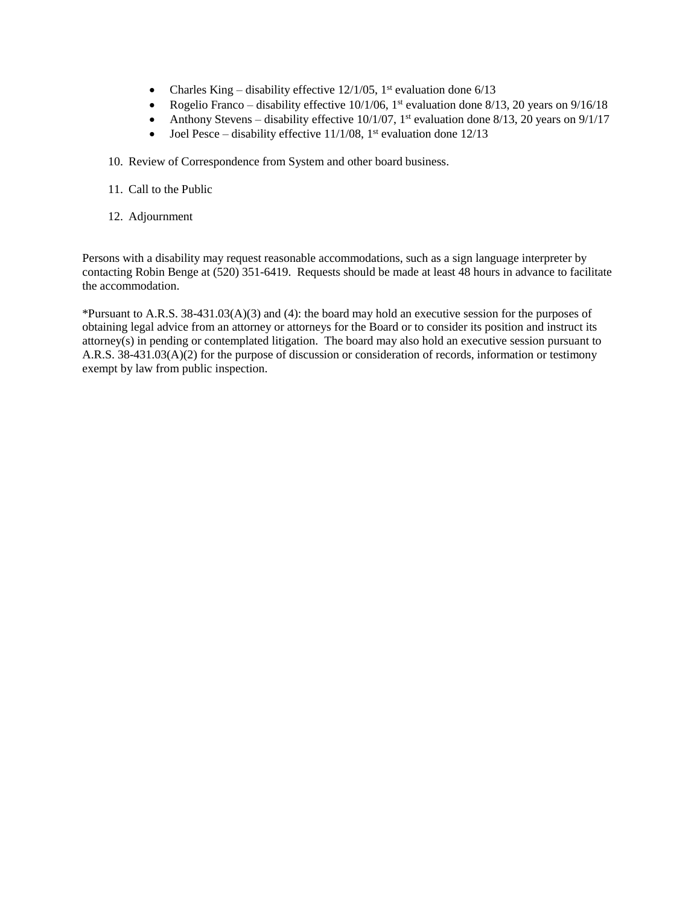- Charles King – disability effective 12/1/05, 1st evaluation done 6/13
- Rogelio Franco – disability effective 10/1/06, 1st evaluation done 8/13, 20 years on 9/16/18
- Anthony Stevens – disability effective 10/1/07, 1st evaluation done 8/13, 20 years on 9/1/17
- Joel Pesce – disability effective 11/1/08, 1st evaluation done 12/13

10. Review of Correspondence from System and other board business.

11. Call to the Public

12. Adjournment

Persons with a disability may request reasonable accommodations, such as a sign language interpreter by contacting Robin Benge at (520) 351-6419. Requests should be made at least 48 hours in advance to facilitate the accommodation.

*Pursuant to A.R.S. 38-431.03(A)(3) and (4): the board may hold an executive session for the purposes of obtaining legal advice from an attorney or attorneys for the Board or to consider its position and instruct its attorney(s) in pending or contemplated litigation. The board may also hold an executive session pursuant to A.R.S. 38-431.03(A)(2) for the purpose of discussion or consideration of records, information or testimony exempt by law from public inspection.